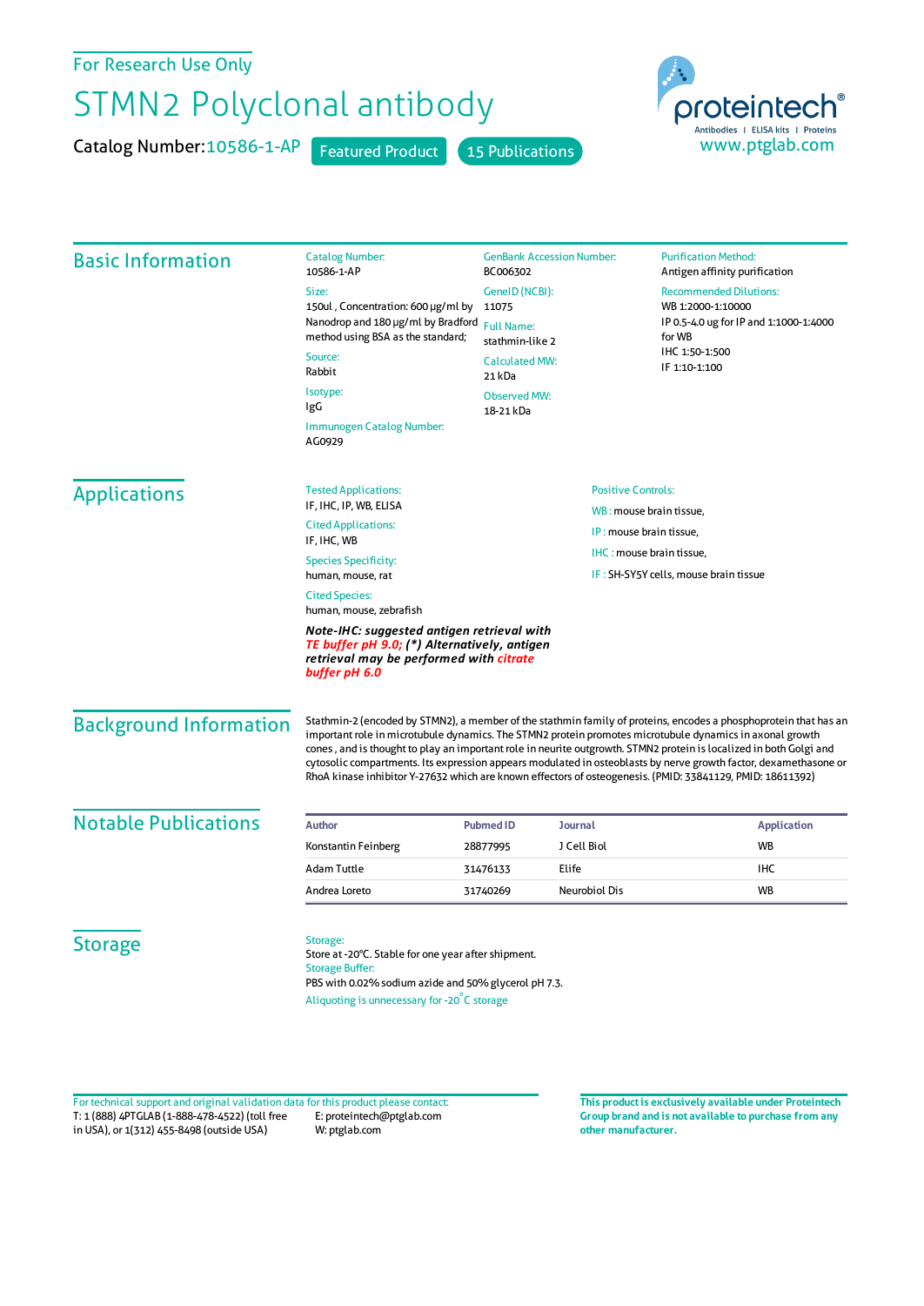For Research Use Only

# STMN2 Polyclonal antibody

**Catalog Number:** 10586-1-AP   Featured Product   15 Publications

proteintech® Antibodies | ELISA kits | Proteins
www.ptglab.com

## Basic Information

**Catalog Number:**
10586-1-AP

**Size:**
150ul , Concentration: 600 μg/ml by Nanodrop and 180 μg/ml by Bradford method using BSA as the standard;

**Source:**
Rabbit

**Isotype:**
IgG

**Immunogen Catalog Number:**
AG0929

**GenBank Accession Number:**
BC006302

**GeneID (NCBI):**
11075

**Full Name:**
stathmin-like 2

**Calculated MW:**
21 kDa

**Observed MW:**
18-21 kDa

**Purification Method:**
Antigen affinity purification

**Recommended Dilutions:**
WB 1:2000-1:10000
IP 0.5-4.0 ug for IP and 1:1000-1:4000 for WB
IHC 1:50-1:500
IF 1:10-1:100

## Applications

**Tested Applications:**
IF, IHC, IP, WB, ELISA

**Cited Applications:**
IF, IHC, WB

**Species Specificity:**
human, mouse, rat

**Cited Species:**
human, mouse, zebrafish

***Note-IHC: suggested antigen retrieval with TE buffer pH 9.0; (\*) Alternatively, antigen retrieval may be performed with citrate buffer pH 6.0***

**Positive Controls:**

WB : mouse brain tissue,

IP : mouse brain tissue,

IHC : mouse brain tissue,

IF : SH-SY5Y cells, mouse brain tissue

## Background Information

Stathmin-2 (encoded by STMN2), a member of the stathmin family of proteins, encodes a phosphoprotein that has an important role in microtubule dynamics. The STMN2 protein promotes microtubule dynamics in axonal growth cones , and is thought to play an important role in neurite outgrowth. STMN2 protein is localized in both Golgi and cytosolic compartments. Its expression appears modulated in osteoblasts by nerve growth factor, dexamethasone or RhoA kinase inhibitor Y-27632 which are known effectors of osteogenesis. (PMID: 33841129, PMID: 18611392)

## Notable Publications

| Author | Pubmed ID | Journal | Application |
| --- | --- | --- | --- |
| Konstantin Feinberg | 28877995 | J Cell Biol | WB |
| Adam Tuttle | 31476133 | Elife | IHC |
| Andrea Loreto | 31740269 | Neurobiol Dis | WB |

## Storage

**Storage:**
Store at -20°C. Stable for one year after shipment.

**Storage Buffer:**
PBS with 0.02% sodium azide and 50% glycerol pH 7.3.

Aliquoting is unnecessary for -20°C storage

For technical support and original validation data for this product please contact:
T: 1 (888) 4PTGLAB (1-888-478-4522) (toll free in USA), or 1(312) 455-8498 (outside USA)
E: proteintech@ptglab.com
W: ptglab.com

**This product is exclusively available under Proteintech Group brand and is not available to purchase from any other manufacturer.**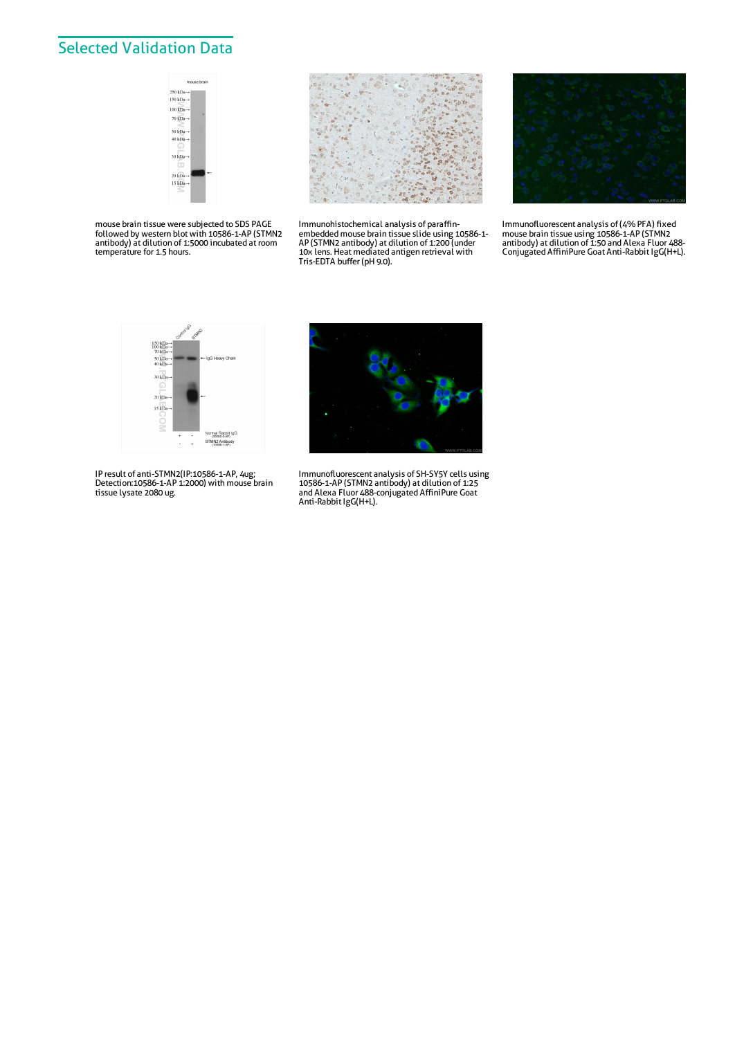## Selected Validation Data

mouse brain tissue were subjected to SDS PAGE followed by western blot with 10586-1-AP (STMN2 antibody) at dilution of 1:5000 incubated at room temperature for 1.5 hours.

Immunohistochemical analysis of paraffin-embedded mouse brain tissue slide using 10586-1-AP (STMN2 antibody) at dilution of 1:200 (under 10x lens. Heat mediated antigen retrieval with Tris-EDTA buffer (pH 9.0).

Immunofluorescent analysis of (4% PFA) fixed mouse brain tissue using 10586-1-AP (STMN2 antibody) at dilution of 1:50 and Alexa Fluor 488-Conjugated AffiniPure Goat Anti-Rabbit IgG(H+L).

IP result of anti-STMN2(IP:10586-1-AP, 4ug; Detection:10586-1-AP 1:2000) with mouse brain tissue lysate 2080 ug.

Immunofluorescent analysis of SH-SY5Y cells using 10586-1-AP (STMN2 antibody) at dilution of 1:25 and Alexa Fluor 488-conjugated AffiniPure Goat Anti-Rabbit IgG(H+L).